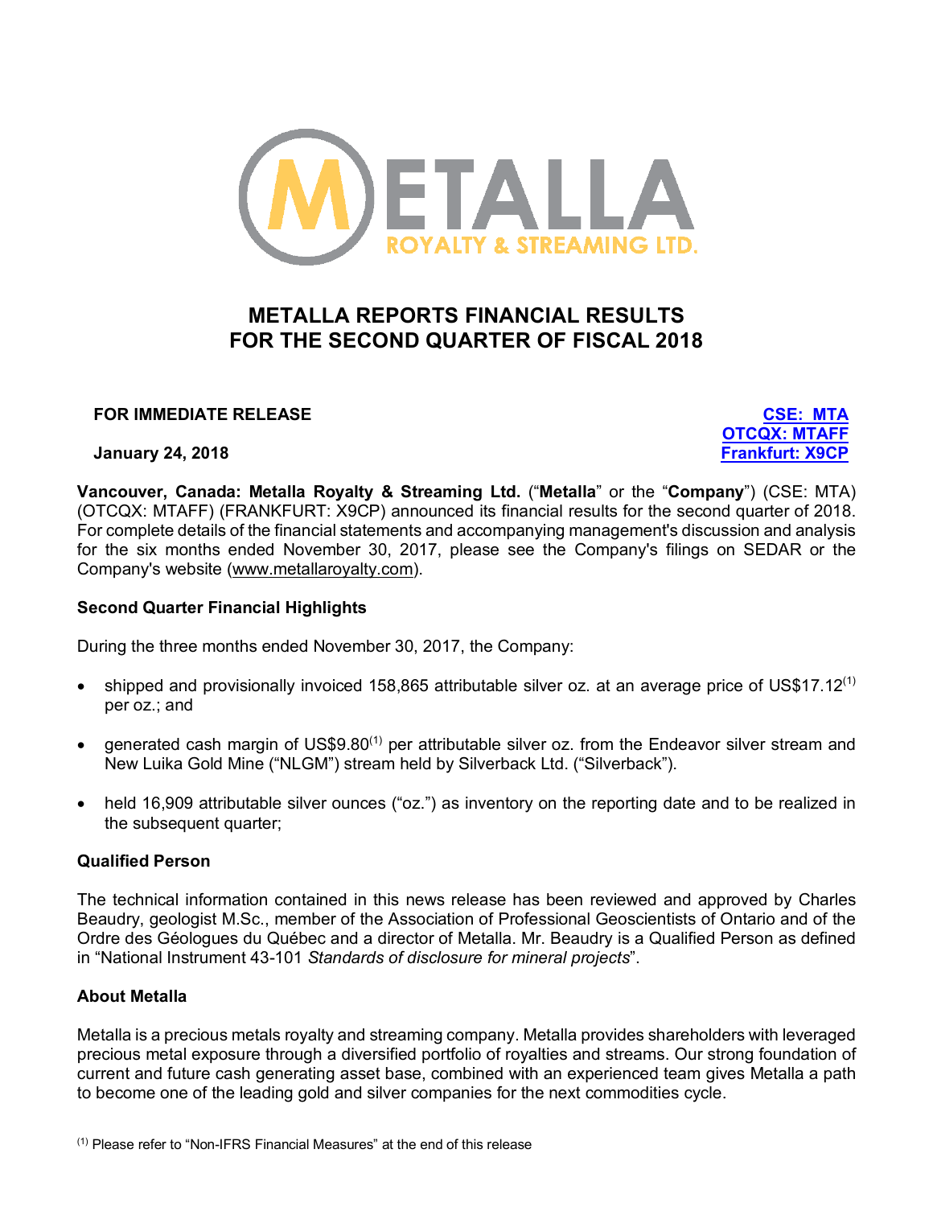# METALLA REPORTS FINANCIAL RESULTS FOR THE SECOND QUARTER OF FISCAL 2018

**FOR IMMEDIATE RELEASE**

**January 24, 2018**

**CSE: MTA**
**OTCQX: MTAFF**
**Frankfurt: X9CP**

**Vancouver, Canada: Metalla Royalty & Streaming Ltd.** ("**Metalla**" or the "**Company**") (CSE: MTA) (OTCQX: MTAFF) (FRANKFURT: X9CP) announced its financial results for the second quarter of 2018. For complete details of the financial statements and accompanying management's discussion and analysis for the six months ended November 30, 2017, please see the Company's filings on SEDAR or the Company's website (www.metallaroyalty.com).

### Second Quarter Financial Highlights

During the three months ended November 30, 2017, the Company:

- shipped and provisionally invoiced 158,865 attributable silver oz. at an average price of US$17.12[(1)] per oz.; and
- generated cash margin of US$9.80[(1)] per attributable silver oz. from the Endeavor silver stream and New Luika Gold Mine ("NLGM") stream held by Silverback Ltd. ("Silverback").
- held 16,909 attributable silver ounces ("oz.") as inventory on the reporting date and to be realized in the subsequent quarter;

### Qualified Person

The technical information contained in this news release has been reviewed and approved by Charles Beaudry, geologist M.Sc., member of the Association of Professional Geoscientists of Ontario and of the Ordre des Géologues du Québec and a director of Metalla. Mr. Beaudry is a Qualified Person as defined in "National Instrument 43-101 *Standards of disclosure for mineral projects*".

### About Metalla

Metalla is a precious metals royalty and streaming company. Metalla provides shareholders with leveraged precious metal exposure through a diversified portfolio of royalties and streams. Our strong foundation of current and future cash generating asset base, combined with an experienced team gives Metalla a path to become one of the leading gold and silver companies for the next commodities cycle.

[(1)] Please refer to "Non-IFRS Financial Measures" at the end of this release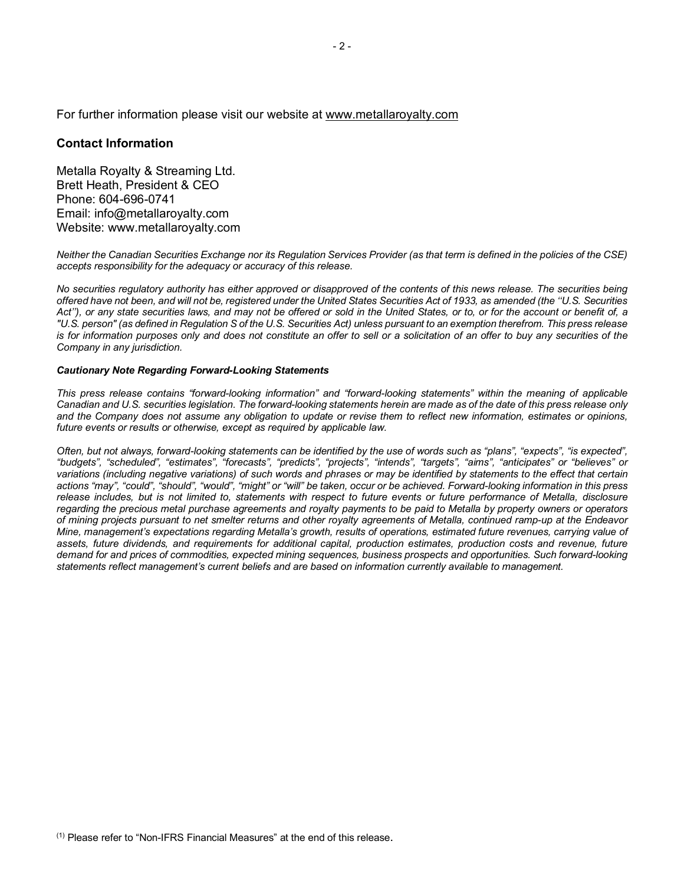For further information please visit our website at www.metallaroyalty.com

## Contact Information

Metalla Royalty & Streaming Ltd.
Brett Heath, President & CEO
Phone: 604-696-0741
Email: info@metallaroyalty.com
Website: www.metallaroyalty.com

*Neither the Canadian Securities Exchange nor its Regulation Services Provider (as that term is defined in the policies of the CSE) accepts responsibility for the adequacy or accuracy of this release.*

*No securities regulatory authority has either approved or disapproved of the contents of this news release. The securities being offered have not been, and will not be, registered under the United States Securities Act of 1933, as amended (the ''U.S. Securities Act''), or any state securities laws, and may not be offered or sold in the United States, or to, or for the account or benefit of, a "U.S. person" (as defined in Regulation S of the U.S. Securities Act) unless pursuant to an exemption therefrom. This press release is for information purposes only and does not constitute an offer to sell or a solicitation of an offer to buy any securities of the Company in any jurisdiction.*

***Cautionary Note Regarding Forward-Looking Statements***

*This press release contains "forward-looking information" and "forward-looking statements" within the meaning of applicable Canadian and U.S. securities legislation. The forward-looking statements herein are made as of the date of this press release only and the Company does not assume any obligation to update or revise them to reflect new information, estimates or opinions, future events or results or otherwise, except as required by applicable law.*

*Often, but not always, forward-looking statements can be identified by the use of words such as "plans", "expects", "is expected", "budgets", "scheduled", "estimates", "forecasts", "predicts", "projects", "intends", "targets", "aims", "anticipates" or "believes" or variations (including negative variations) of such words and phrases or may be identified by statements to the effect that certain actions "may", "could", "should", "would", "might" or "will" be taken, occur or be achieved. Forward-looking information in this press release includes, but is not limited to, statements with respect to future events or future performance of Metalla, disclosure regarding the precious metal purchase agreements and royalty payments to be paid to Metalla by property owners or operators of mining projects pursuant to net smelter returns and other royalty agreements of Metalla, continued ramp-up at the Endeavor Mine, management's expectations regarding Metalla's growth, results of operations, estimated future revenues, carrying value of assets, future dividends, and requirements for additional capital, production estimates, production costs and revenue, future demand for and prices of commodities, expected mining sequences, business prospects and opportunities. Such forward-looking statements reflect management's current beliefs and are based on information currently available to management.*

(1) Please refer to "Non-IFRS Financial Measures" at the end of this release.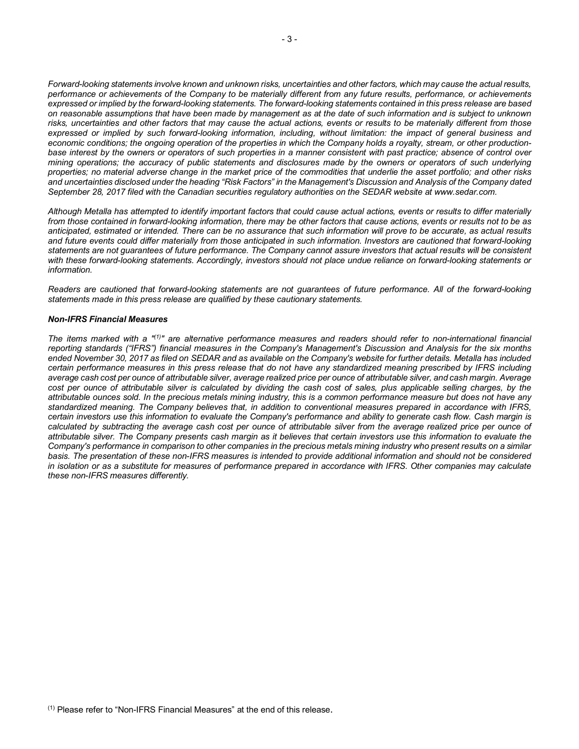*Forward-looking statements involve known and unknown risks, uncertainties and other factors, which may cause the actual results, performance or achievements of the Company to be materially different from any future results, performance, or achievements expressed or implied by the forward-looking statements. The forward-looking statements contained in this press release are based on reasonable assumptions that have been made by management as at the date of such information and is subject to unknown risks, uncertainties and other factors that may cause the actual actions, events or results to be materially different from those expressed or implied by such forward-looking information, including, without limitation: the impact of general business and economic conditions; the ongoing operation of the properties in which the Company holds a royalty, stream, or other production-base interest by the owners or operators of such properties in a manner consistent with past practice; absence of control over mining operations; the accuracy of public statements and disclosures made by the owners or operators of such underlying properties; no material adverse change in the market price of the commodities that underlie the asset portfolio; and other risks and uncertainties disclosed under the heading "Risk Factors" in the Management's Discussion and Analysis of the Company dated September 28, 2017 filed with the Canadian securities regulatory authorities on the SEDAR website at www.sedar.com.*

*Although Metalla has attempted to identify important factors that could cause actual actions, events or results to differ materially from those contained in forward-looking information, there may be other factors that cause actions, events or results not to be as anticipated, estimated or intended. There can be no assurance that such information will prove to be accurate, as actual results and future events could differ materially from those anticipated in such information. Investors are cautioned that forward-looking statements are not guarantees of future performance. The Company cannot assure investors that actual results will be consistent with these forward-looking statements. Accordingly, investors should not place undue reliance on forward-looking statements or information.*

*Readers are cautioned that forward-looking statements are not guarantees of future performance. All of the forward-looking statements made in this press release are qualified by these cautionary statements.*

***Non-IFRS Financial Measures***

*The items marked with a "(1)" are alternative performance measures and readers should refer to non-international financial reporting standards ("IFRS") financial measures in the Company's Management's Discussion and Analysis for the six months ended November 30, 2017 as filed on SEDAR and as available on the Company's website for further details. Metalla has included certain performance measures in this press release that do not have any standardized meaning prescribed by IFRS including average cash cost per ounce of attributable silver, average realized price per ounce of attributable silver, and cash margin. Average cost per ounce of attributable silver is calculated by dividing the cash cost of sales, plus applicable selling charges, by the attributable ounces sold. In the precious metals mining industry, this is a common performance measure but does not have any standardized meaning. The Company believes that, in addition to conventional measures prepared in accordance with IFRS, certain investors use this information to evaluate the Company's performance and ability to generate cash flow. Cash margin is calculated by subtracting the average cash cost per ounce of attributable silver from the average realized price per ounce of attributable silver. The Company presents cash margin as it believes that certain investors use this information to evaluate the Company's performance in comparison to other companies in the precious metals mining industry who present results on a similar basis. The presentation of these non-IFRS measures is intended to provide additional information and should not be considered in isolation or as a substitute for measures of performance prepared in accordance with IFRS. Other companies may calculate these non-IFRS measures differently.*

(1) Please refer to "Non-IFRS Financial Measures" at the end of this release.